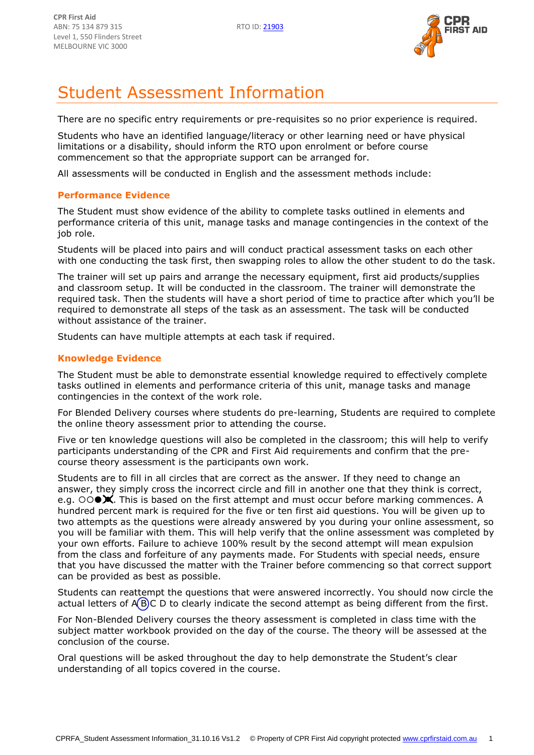CPR First Aid
ABN: 75 134 879 315
Level 1, 550 Flinders Street
MELBOURNE VIC 3000

RTO ID: 21903

# Student Assessment Information

There are no specific entry requirements or pre-requisites so no prior experience is required.

Students who have an identified language/literacy or other learning need or have physical limitations or a disability, should inform the RTO upon enrolment or before course commencement so that the appropriate support can be arranged for.

All assessments will be conducted in English and the assessment methods include:

### Performance Evidence

The Student must show evidence of the ability to complete tasks outlined in elements and performance criteria of this unit, manage tasks and manage contingencies in the context of the job role.

Students will be placed into pairs and will conduct practical assessment tasks on each other with one conducting the task first, then swapping roles to allow the other student to do the task.

The trainer will set up pairs and arrange the necessary equipment, first aid products/supplies and classroom setup. It will be conducted in the classroom. The trainer will demonstrate the required task. Then the students will have a short period of time to practice after which you'll be required to demonstrate all steps of the task as an assessment. The task will be conducted without assistance of the trainer.

Students can have multiple attempts at each task if required.

### Knowledge Evidence

The Student must be able to demonstrate essential knowledge required to effectively complete tasks outlined in elements and performance criteria of this unit, manage tasks and manage contingencies in the context of the work role.

For Blended Delivery courses where students do pre-learning, Students are required to complete the online theory assessment prior to attending the course.

Five or ten knowledge questions will also be completed in the classroom; this will help to verify participants understanding of the CPR and First Aid requirements and confirm that the pre-course theory assessment is the participants own work.

Students are to fill in all circles that are correct as the answer. If they need to change an answer, they simply cross the incorrect circle and fill in another one that they think is correct, e.g. ○○●⊗. This is based on the first attempt and must occur before marking commences. A hundred percent mark is required for the five or ten first aid questions. You will be given up to two attempts as the questions were already answered by you during your online assessment, so you will be familiar with them. This will help verify that the online assessment was completed by your own efforts. Failure to achieve 100% result by the second attempt will mean expulsion from the class and forfeiture of any payments made. For Students with special needs, ensure that you have discussed the matter with the Trainer before commencing so that correct support can be provided as best as possible.

Students can reattempt the questions that were answered incorrectly. You should now circle the actual letters of A Ⓑ C D to clearly indicate the second attempt as being different from the first.

For Non-Blended Delivery courses the theory assessment is completed in class time with the subject matter workbook provided on the day of the course. The theory will be assessed at the conclusion of the course.

Oral questions will be asked throughout the day to help demonstrate the Student's clear understanding of all topics covered in the course.

CPRFA_Student Assessment Information_31.10.16 Vs1.2 © Property of CPR First Aid copyright protected www.cprfirstaid.com.au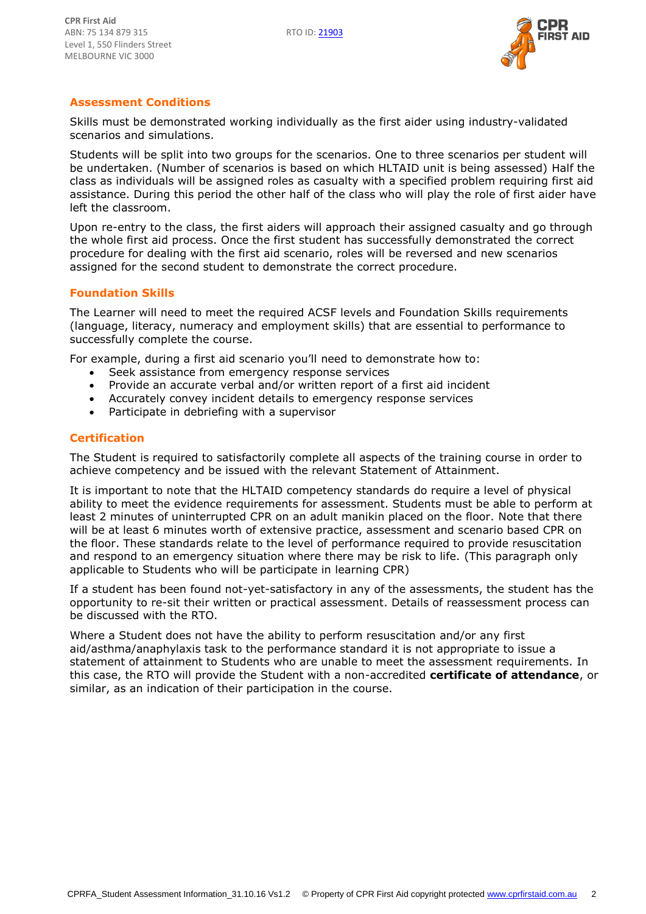## Assessment Conditions

Skills must be demonstrated working individually as the first aider using industry-validated scenarios and simulations.

Students will be split into two groups for the scenarios. One to three scenarios per student will be undertaken. (Number of scenarios is based on which HLTAID unit is being assessed) Half the class as individuals will be assigned roles as casualty with a specified problem requiring first aid assistance. During this period the other half of the class who will play the role of first aider have left the classroom.

Upon re-entry to the class, the first aiders will approach their assigned casualty and go through the whole first aid process. Once the first student has successfully demonstrated the correct procedure for dealing with the first aid scenario, roles will be reversed and new scenarios assigned for the second student to demonstrate the correct procedure.

## Foundation Skills

The Learner will need to meet the required ACSF levels and Foundation Skills requirements (language, literacy, numeracy and employment skills) that are essential to performance to successfully complete the course.

For example, during a first aid scenario you'll need to demonstrate how to:

- Seek assistance from emergency response services
- Provide an accurate verbal and/or written report of a first aid incident
- Accurately convey incident details to emergency response services
- Participate in debriefing with a supervisor

## Certification

The Student is required to satisfactorily complete all aspects of the training course in order to achieve competency and be issued with the relevant Statement of Attainment.

It is important to note that the HLTAID competency standards do require a level of physical ability to meet the evidence requirements for assessment. Students must be able to perform at least 2 minutes of uninterrupted CPR on an adult manikin placed on the floor. Note that there will be at least 6 minutes worth of extensive practice, assessment and scenario based CPR on the floor. These standards relate to the level of performance required to provide resuscitation and respond to an emergency situation where there may be risk to life. (This paragraph only applicable to Students who will be participate in learning CPR)

If a student has been found not-yet-satisfactory in any of the assessments, the student has the opportunity to re-sit their written or practical assessment. Details of reassessment process can be discussed with the RTO.

Where a Student does not have the ability to perform resuscitation and/or any first aid/asthma/anaphylaxis task to the performance standard it is not appropriate to issue a statement of attainment to Students who are unable to meet the assessment requirements. In this case, the RTO will provide the Student with a non-accredited **certificate of attendance**, or similar, as an indication of their participation in the course.